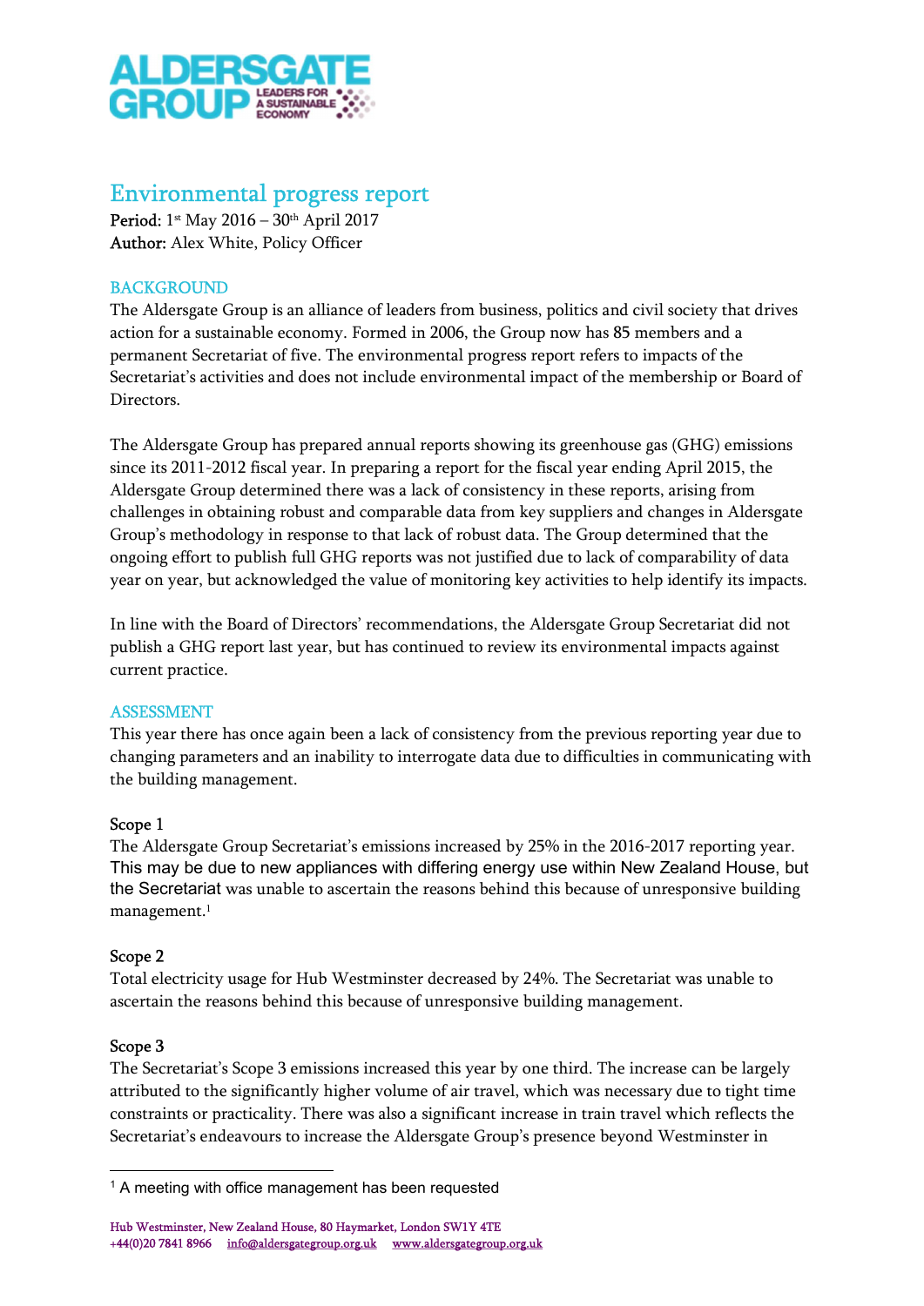# Environmental progress report

**Period:** 1st May 2016 – 30th April 2017
**Author:** Alex White, Policy Officer

## BACKGROUND

The Aldersgate Group is an alliance of leaders from business, politics and civil society that drives action for a sustainable economy. Formed in 2006, the Group now has 85 members and a permanent Secretariat of five. The environmental progress report refers to impacts of the Secretariat's activities and does not include environmental impact of the membership or Board of Directors.

The Aldersgate Group has prepared annual reports showing its greenhouse gas (GHG) emissions since its 2011-2012 fiscal year. In preparing a report for the fiscal year ending April 2015, the Aldersgate Group determined there was a lack of consistency in these reports, arising from challenges in obtaining robust and comparable data from key suppliers and changes in Aldersgate Group's methodology in response to that lack of robust data. The Group determined that the ongoing effort to publish full GHG reports was not justified due to lack of comparability of data year on year, but acknowledged the value of monitoring key activities to help identify its impacts.

In line with the Board of Directors' recommendations, the Aldersgate Group Secretariat did not publish a GHG report last year, but has continued to review its environmental impacts against current practice.

## ASSESSMENT

This year there has once again been a lack of consistency from the previous reporting year due to changing parameters and an inability to interrogate data due to difficulties in communicating with the building management.

### Scope 1

The Aldersgate Group Secretariat's emissions increased by 25% in the 2016-2017 reporting year. This may be due to new appliances with differing energy use within New Zealand House, but the Secretariat was unable to ascertain the reasons behind this because of unresponsive building management.[1]

### Scope 2

Total electricity usage for Hub Westminster decreased by 24%. The Secretariat was unable to ascertain the reasons behind this because of unresponsive building management.

### Scope 3

The Secretariat's Scope 3 emissions increased this year by one third. The increase can be largely attributed to the significantly higher volume of air travel, which was necessary due to tight time constraints or practicality. There was also a significant increase in train travel which reflects the Secretariat's endeavours to increase the Aldersgate Group's presence beyond Westminster in

[1] A meeting with office management has been requested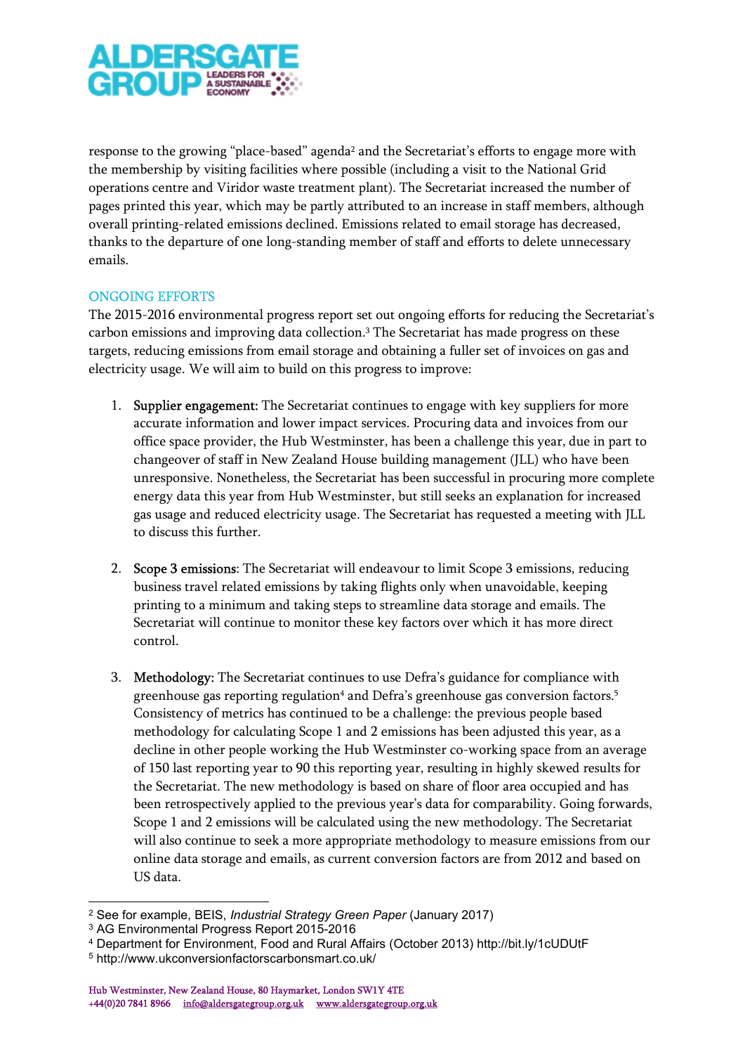response to the growing "place-based" agenda[2] and the Secretariat's efforts to engage more with the membership by visiting facilities where possible (including a visit to the National Grid operations centre and Viridor waste treatment plant). The Secretariat increased the number of pages printed this year, which may be partly attributed to an increase in staff members, although overall printing-related emissions declined. Emissions related to email storage has decreased, thanks to the departure of one long-standing member of staff and efforts to delete unnecessary emails.

## ONGOING EFFORTS

The 2015-2016 environmental progress report set out ongoing efforts for reducing the Secretariat's carbon emissions and improving data collection.[3] The Secretariat has made progress on these targets, reducing emissions from email storage and obtaining a fuller set of invoices on gas and electricity usage. We will aim to build on this progress to improve:

1. **Supplier engagement:** The Secretariat continues to engage with key suppliers for more accurate information and lower impact services. Procuring data and invoices from our office space provider, the Hub Westminster, has been a challenge this year, due in part to changeover of staff in New Zealand House building management (JLL) who have been unresponsive. Nonetheless, the Secretariat has been successful in procuring more complete energy data this year from Hub Westminster, but still seeks an explanation for increased gas usage and reduced electricity usage. The Secretariat has requested a meeting with JLL to discuss this further.

2. **Scope 3 emissions**: The Secretariat will endeavour to limit Scope 3 emissions, reducing business travel related emissions by taking flights only when unavoidable, keeping printing to a minimum and taking steps to streamline data storage and emails. The Secretariat will continue to monitor these key factors over which it has more direct control.

3. **Methodology:** The Secretariat continues to use Defra's guidance for compliance with greenhouse gas reporting regulation[4] and Defra's greenhouse gas conversion factors.[5] Consistency of metrics has continued to be a challenge: the previous people based methodology for calculating Scope 1 and 2 emissions has been adjusted this year, as a decline in other people working the Hub Westminster co-working space from an average of 150 last reporting year to 90 this reporting year, resulting in highly skewed results for the Secretariat. The new methodology is based on share of floor area occupied and has been retrospectively applied to the previous year's data for comparability. Going forwards, Scope 1 and 2 emissions will be calculated using the new methodology. The Secretariat will also continue to seek a more appropriate methodology to measure emissions from our online data storage and emails, as current conversion factors are from 2012 and based on US data.

---

[2] See for example, BEIS, *Industrial Strategy Green Paper* (January 2017)
[3] AG Environmental Progress Report 2015-2016
[4] Department for Environment, Food and Rural Affairs (October 2013) http://bit.ly/1cUDUtF
[5] http://www.ukconversionfactorscarbonsmart.co.uk/

Hub Westminster, New Zealand House, 80 Haymarket, London SW1Y 4TE
+44(0)20 7841 8966 info@aldersgategroup.org.uk www.aldersgategroup.org.uk